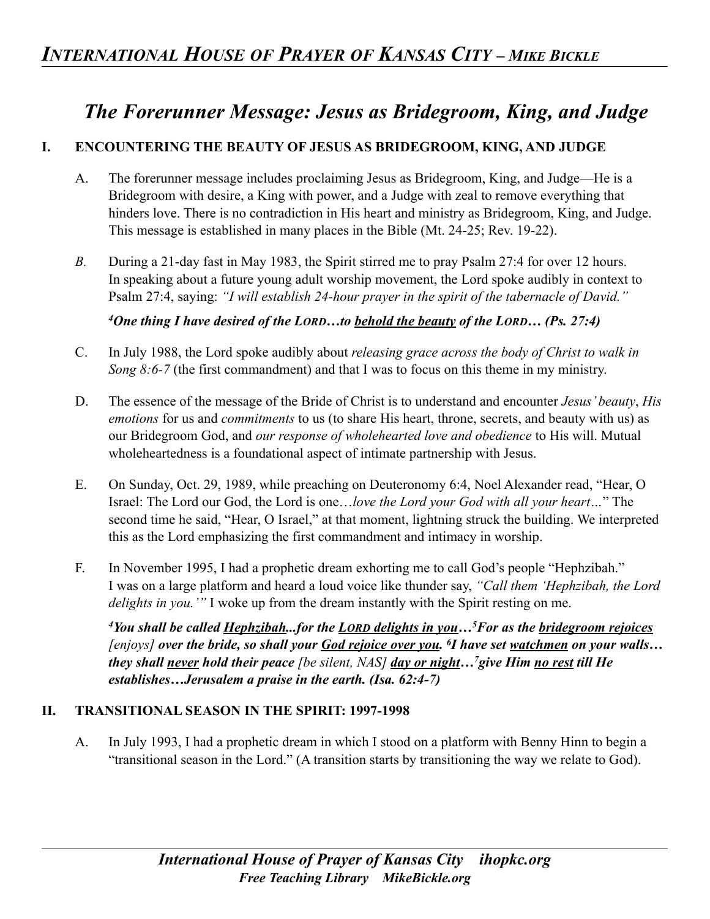# The Forerunner Message: Jesus as Bridegroom, King, and Judge

## I. ENCOUNTERING THE BEAUTY OF JESUS AS BRIDEGROOM, KING, AND JUDGE

A. The forerunner message includes proclaiming Jesus as Bridegroom, King, and Judge—He is a Bridegroom with desire, a King with power, and a Judge with zeal to remove everything that hinders love. There is no contradiction in His heart and ministry as Bridegroom, King, and Judge. This message is established in many places in the Bible (Mt. 24-25; Rev. 19-22).

*B.* During a 21-day fast in May 1983, the Spirit stirred me to pray Psalm 27:4 for over 12 hours. In speaking about a future young adult worship movement, the Lord spoke audibly in context to Psalm 27:4, saying: *"I will establish 24-hour prayer in the spirit of the tabernacle of David."*

***[4]One thing I have desired of the LORD…to <u>behold the beauty</u> of the LORD… (Ps. 27:4)***

C. In July 1988, the Lord spoke audibly about *releasing grace across the body of Christ to walk in Song 8:6-7* (the first commandment) and that I was to focus on this theme in my ministry.

D. The essence of the message of the Bride of Christ is to understand and encounter *Jesus' beauty*, *His emotions* for us and *commitments* to us (to share His heart, throne, secrets, and beauty with us) as our Bridegroom God, and *our response of wholehearted love and obedience* to His will. Mutual wholeheartedness is a foundational aspect of intimate partnership with Jesus.

E. On Sunday, Oct. 29, 1989, while preaching on Deuteronomy 6:4, Noel Alexander read, "Hear, O Israel: The Lord our God, the Lord is one…*love the Lord your God with all your heart…*" The second time he said, "Hear, O Israel," at that moment, lightning struck the building. We interpreted this as the Lord emphasizing the first commandment and intimacy in worship.

F. In November 1995, I had a prophetic dream exhorting me to call God's people "Hephzibah." I was on a large platform and heard a loud voice like thunder say, *"Call them 'Hephzibah, the Lord delights in you.'"* I woke up from the dream instantly with the Spirit resting on me.

***[4]You shall be called <u>Hephzibah</u>...for the <u>LORD delights in you</u>…[5]For as the <u>bridegroom rejoices</u>*** *[enjoys]* ***over the bride, so shall your <u>God rejoice over you</u>. [6]I have set <u>watchmen</u> on your walls… they shall <u>never</u> hold their peace*** *[be silent, NAS]* ***<u>day or night</u>…[7]give Him <u>no rest</u> till He establishes…Jerusalem a praise in the earth. (Isa. 62:4-7)***

## II. TRANSITIONAL SEASON IN THE SPIRIT: 1997-1998

A. In July 1993, I had a prophetic dream in which I stood on a platform with Benny Hinn to begin a "transitional season in the Lord." (A transition starts by transitioning the way we relate to God).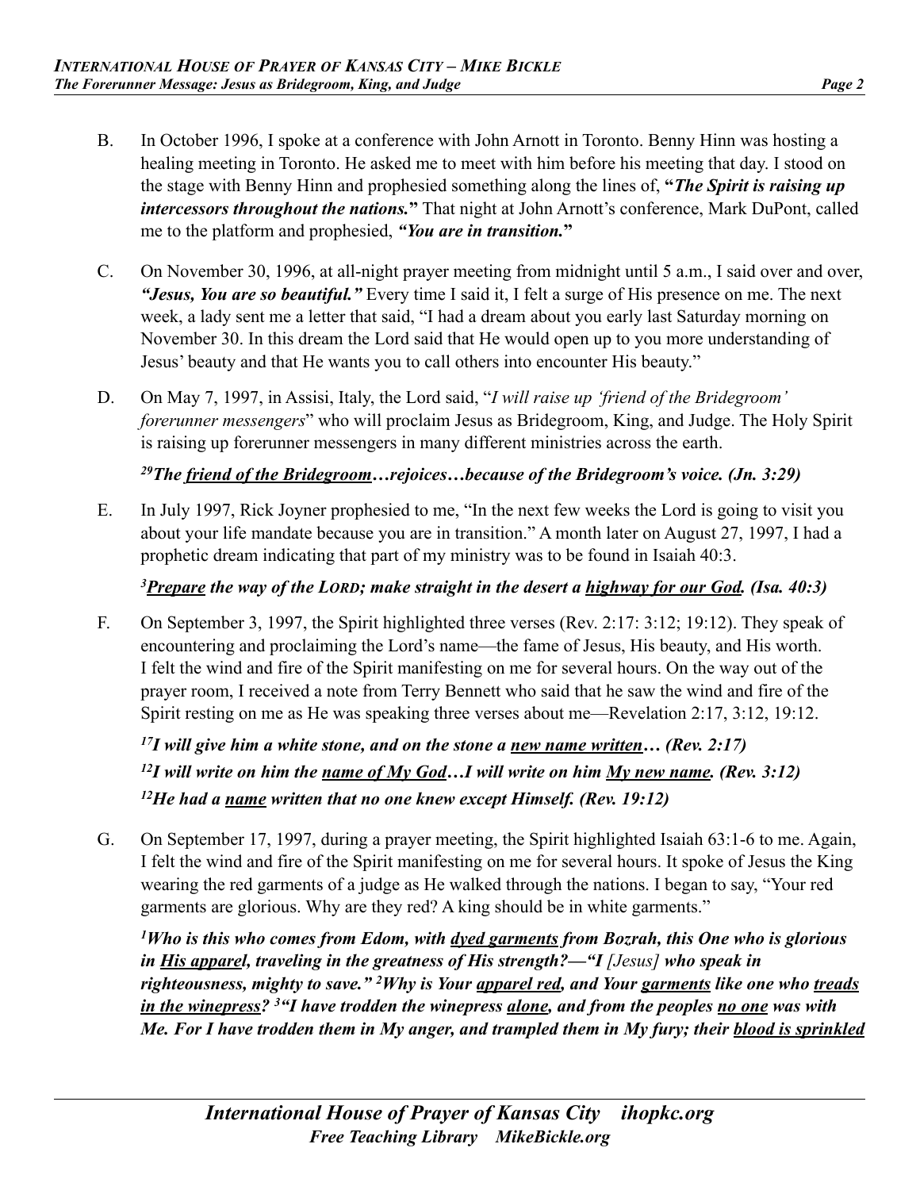B. In October 1996, I spoke at a conference with John Arnott in Toronto. Benny Hinn was hosting a healing meeting in Toronto. He asked me to meet with him before his meeting that day. I stood on the stage with Benny Hinn and prophesied something along the lines of, **"*The Spirit is raising up intercessors throughout the nations.*"** That night at John Arnott's conference, Mark DuPont, called me to the platform and prophesied, ***"You are in transition."***

C. On November 30, 1996, at all-night prayer meeting from midnight until 5 a.m., I said over and over, ***"Jesus, You are so beautiful."*** Every time I said it, I felt a surge of His presence on me. The next week, a lady sent me a letter that said, "I had a dream about you early last Saturday morning on November 30. In this dream the Lord said that He would open up to you more understanding of Jesus' beauty and that He wants you to call others into encounter His beauty."

D. On May 7, 1997, in Assisi, Italy, the Lord said, "*I will raise up 'friend of the Bridegroom' forerunner messengers*" who will proclaim Jesus as Bridegroom, King, and Judge. The Holy Spirit is raising up forerunner messengers in many different ministries across the earth.

***[29]The <u>friend of the Bridegroom</u>…rejoices…because of the Bridegroom's voice. (Jn. 3:29)***

E. In July 1997, Rick Joyner prophesied to me, "In the next few weeks the Lord is going to visit you about your life mandate because you are in transition." A month later on August 27, 1997, I had a prophetic dream indicating that part of my ministry was to be found in Isaiah 40:3.

***[3]<u>Prepare</u> the way of the LORD; make straight in the desert a <u>highway for our God</u>. (Isa. 40:3)***

F. On September 3, 1997, the Spirit highlighted three verses (Rev. 2:17: 3:12; 19:12). They speak of encountering and proclaiming the Lord's name—the fame of Jesus, His beauty, and His worth. I felt the wind and fire of the Spirit manifesting on me for several hours. On the way out of the prayer room, I received a note from Terry Bennett who said that he saw the wind and fire of the Spirit resting on me as He was speaking three verses about me—Revelation 2:17, 3:12, 19:12.

***[17]I will give him a white stone, and on the stone a <u>new name written</u>… (Rev. 2:17)***
***[12]I will write on him the <u>name of My God</u>…I will write on him <u>My new name</u>. (Rev. 3:12)***
***[12]He had a <u>name</u> written that no one knew except Himself. (Rev. 19:12)***

G. On September 17, 1997, during a prayer meeting, the Spirit highlighted Isaiah 63:1-6 to me. Again, I felt the wind and fire of the Spirit manifesting on me for several hours. It spoke of Jesus the King wearing the red garments of a judge as He walked through the nations. I began to say, "Your red garments are glorious. Why are they red? A king should be in white garments."

***[1]Who is this who comes from Edom, with <u>dyed garments</u> from Bozrah, this One who is glorious in <u>His apparel</u>, traveling in the greatness of His strength?—"I [Jesus] who speak in righteousness, mighty to save." [2]Why is Your <u>apparel red</u>, and Your <u>garments</u> like one who <u>treads in the winepress</u>? [3]"I have trodden the winepress <u>alone</u>, and from the peoples <u>no one</u> was with Me. For I have trodden them in My anger, and trampled them in My fury; their <u>blood is sprinkled</u>***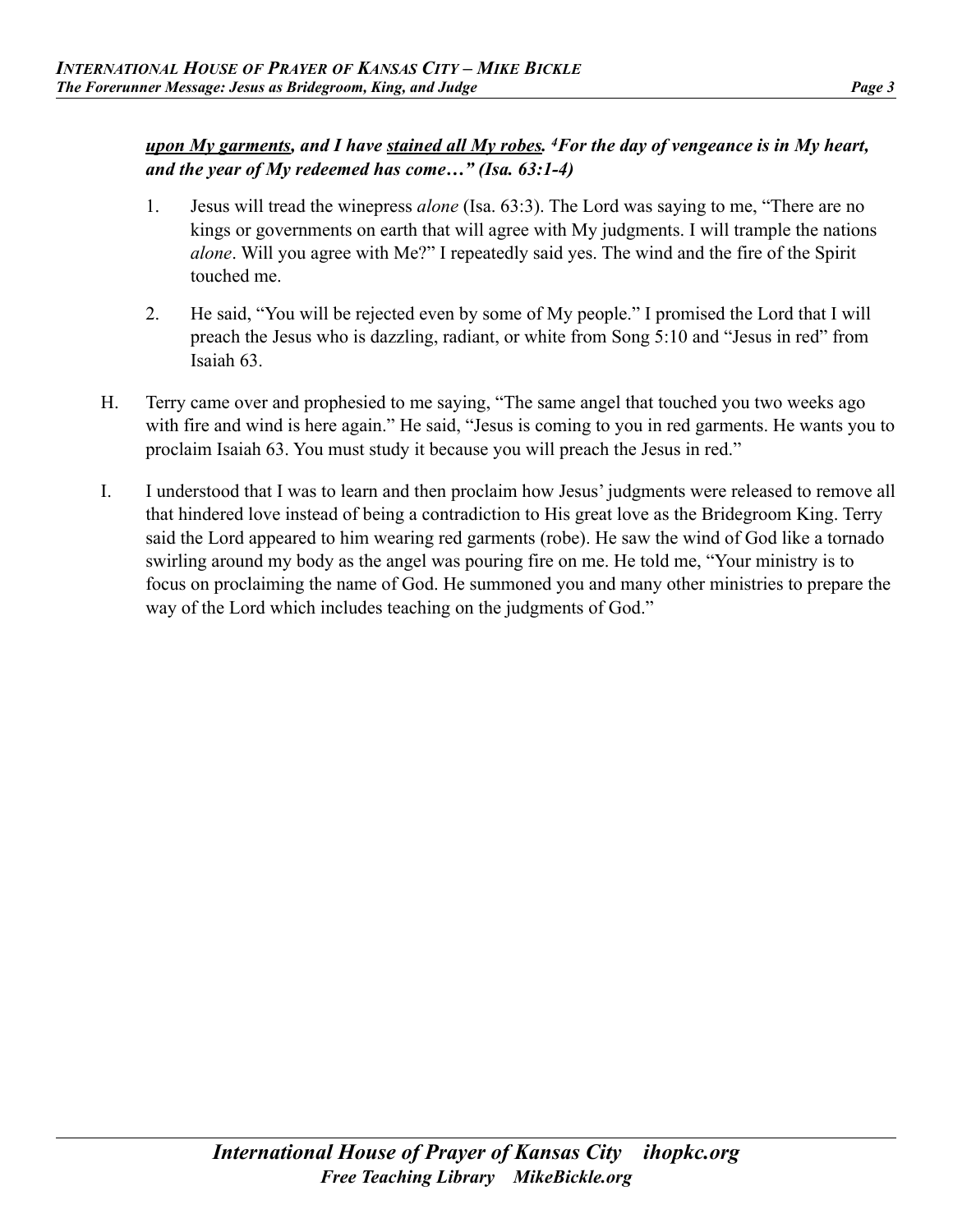***<u>upon My garments</u>, and I have <u>stained all My robes</u>. [4]For the day of vengeance is in My heart, and the year of My redeemed has come…" (Isa. 63:1-4)***

1. Jesus will tread the winepress *alone* (Isa. 63:3). The Lord was saying to me, "There are no kings or governments on earth that will agree with My judgments. I will trample the nations *alone*. Will you agree with Me?" I repeatedly said yes. The wind and the fire of the Spirit touched me.

2. He said, "You will be rejected even by some of My people." I promised the Lord that I will preach the Jesus who is dazzling, radiant, or white from Song 5:10 and "Jesus in red" from Isaiah 63.

H. Terry came over and prophesied to me saying, "The same angel that touched you two weeks ago with fire and wind is here again." He said, "Jesus is coming to you in red garments. He wants you to proclaim Isaiah 63. You must study it because you will preach the Jesus in red."

I. I understood that I was to learn and then proclaim how Jesus' judgments were released to remove all that hindered love instead of being a contradiction to His great love as the Bridegroom King. Terry said the Lord appeared to him wearing red garments (robe). He saw the wind of God like a tornado swirling around my body as the angel was pouring fire on me. He told me, "Your ministry is to focus on proclaiming the name of God. He summoned you and many other ministries to prepare the way of the Lord which includes teaching on the judgments of God."